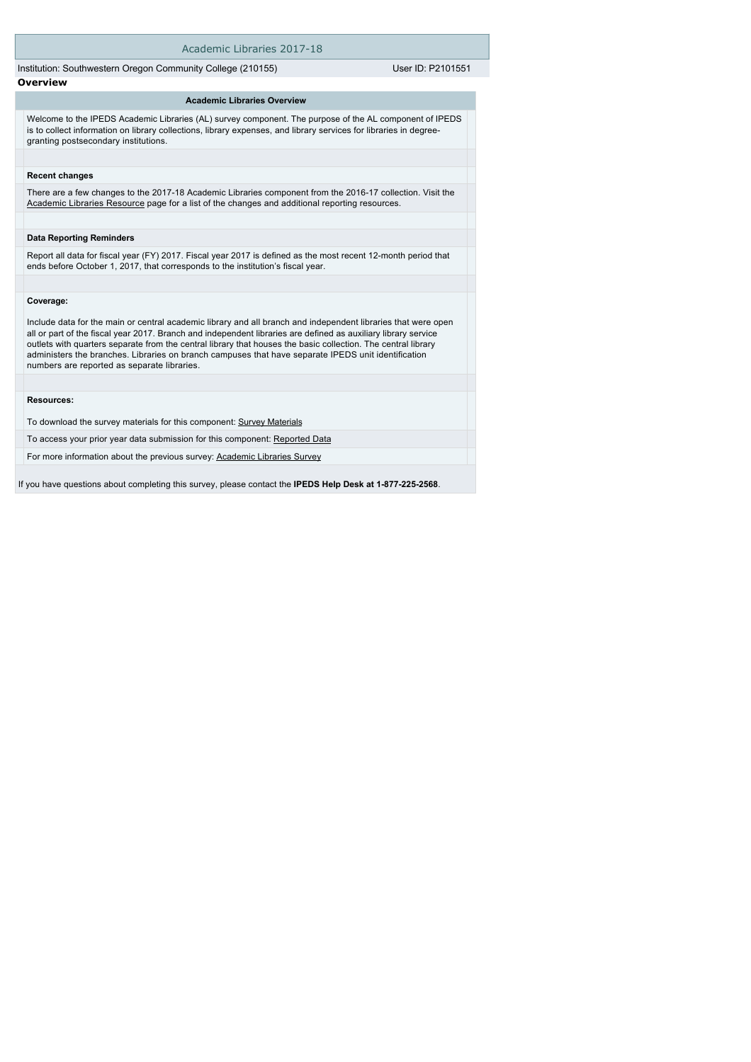# Academic Libraries 2017-18

Institution: Southwestern Oregon Community College (210155) User ID: P2101551

## Overview

### Academic Libraries Overview

Welcome to the IPEDS Academic Libraries (AL) survey component. The purpose of the AL component of IPEDS is to collect information on library collections, library expenses, and library services for libraries in degree-granting postsecondary institutions.

**Recent changes**

There are a few changes to the 2017-18 Academic Libraries component from the 2016-17 collection. Visit the Academic Libraries Resource page for a list of the changes and additional reporting resources.

**Data Reporting Reminders**

Report all data for fiscal year (FY) 2017. Fiscal year 2017 is defined as the most recent 12-month period that ends before October 1, 2017, that corresponds to the institution's fiscal year.

**Coverage:**

Include data for the main or central academic library and all branch and independent libraries that were open all or part of the fiscal year 2017. Branch and independent libraries are defined as auxiliary library service outlets with quarters separate from the central library that houses the basic collection. The central library administers the branches. Libraries on branch campuses that have separate IPEDS unit identification numbers are reported as separate libraries.

**Resources:**

To download the survey materials for this component: Survey Materials

To access your prior year data submission for this component: Reported Data

For more information about the previous survey: Academic Libraries Survey

If you have questions about completing this survey, please contact the **IPEDS Help Desk at 1-877-225-2568**.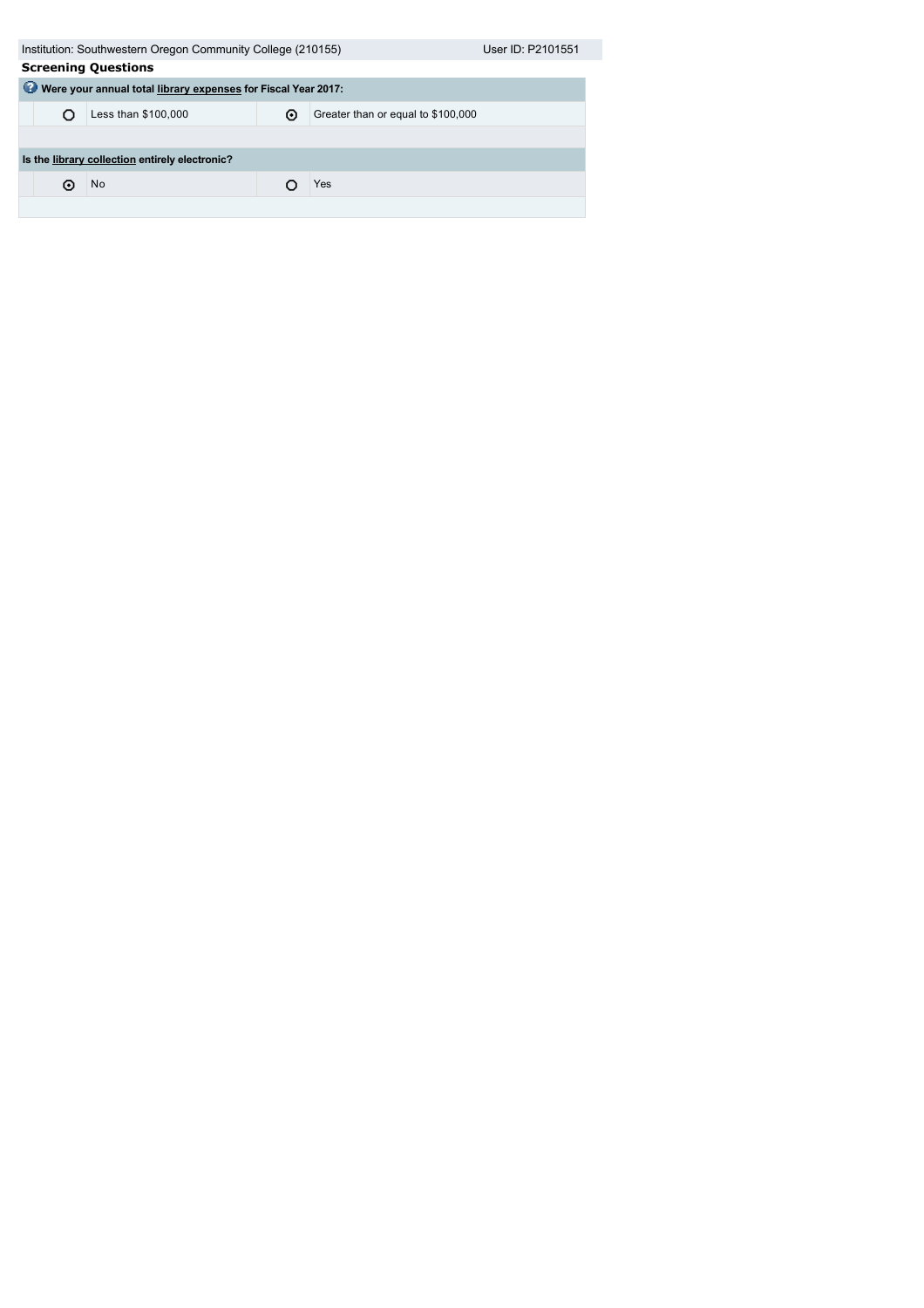Institution: Southwestern Oregon Community College (210155) | User ID: P2101551

**Screening Questions**

| Were your annual total library expenses for Fiscal Year 2017: | | | |
|---|---|---|---|
| ○ | Less than $100,000 | ⊙ | Greater than or equal to $100,000 |

| Is the library collection entirely electronic? | | | |
|---|---|---|---|
| ⊙ | No | ○ | Yes |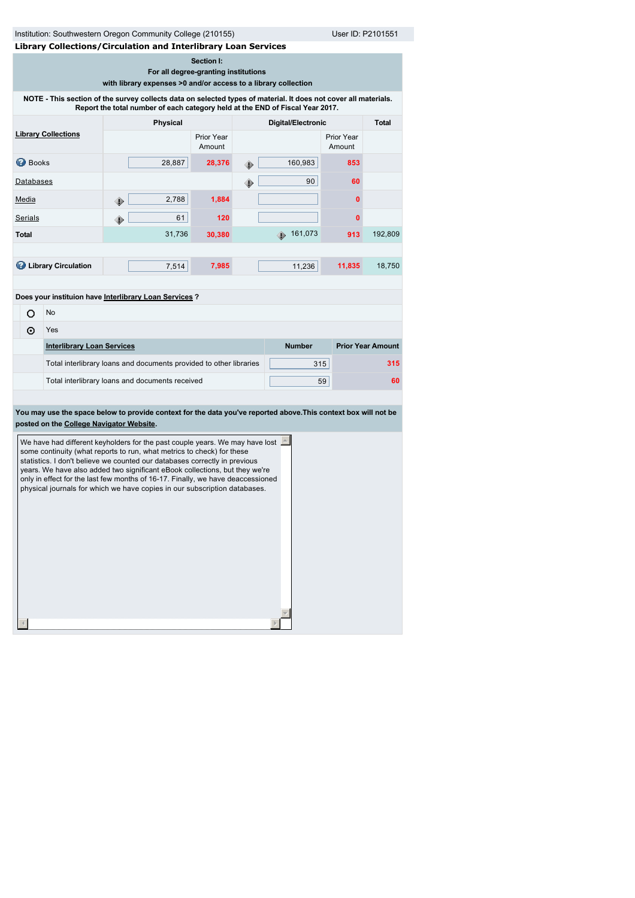Institution: Southwestern Oregon Community College (210155)

User ID: P2101551

## Library Collections/Circulation and Interlibrary Loan Services

**Section I:**
**For all degree-granting institutions**
**with library expenses >0 and/or access to a library collection**

**NOTE - This section of the survey collects data on selected types of material. It does not cover all materials. Report the total number of each category held at the END of Fiscal Year 2017.**

| Library Collections | Physical | Prior Year Amount | Digital/Electronic | Prior Year Amount | Total |
|---|---|---|---|---|---|
| Books | 28,887 | 28,376 | 160,983 | 853 | |
| Databases | | | 90 | 60 | |
| Media | 2,788 | 1,884 | | 0 | |
| Serials | 61 | 120 | | 0 | |
| **Total** | 31,736 | 30,380 | 161,073 | 913 | 192,809 |
| | | | | | |
| **Library Circulation** | 7,514 | 7,985 | 11,236 | 11,835 | 18,750 |

**Does your instituion have Interlibrary Loan Services ?**

- No
- Yes (selected)

| Interlibrary Loan Services | Number | Prior Year Amount |
|---|---|---|
| Total interlibrary loans and documents provided to other libraries | 315 | 315 |
| Total interlibrary loans and documents received | 59 | 60 |

**You may use the space below to provide context for the data you've reported above.This context box will not be posted on the College Navigator Website.**

We have had different keyholders for the past couple years. We may have lost some continuity (what reports to run, what metrics to check) for these statistics. I don't believe we counted our databases correctly in previous years. We have also added two significant eBook collections, but they we're only in effect for the last few months of 16-17. Finally, we have deaccessioned physical journals for which we have copies in our subscription databases.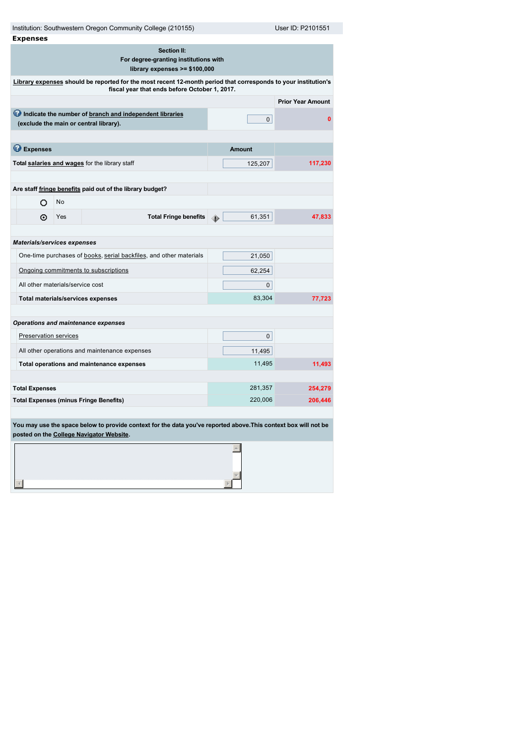Institution: Southwestern Oregon Community College (210155) | User ID: P2101551

## Expenses

### Section II:
### For degree-granting institutions with library expenses >= $100,000

**Library expenses** should be reported for the most recent 12-month period that corresponds to your institution's fiscal year that ends before October 1, 2017.

| | | Prior Year Amount |
|---|---|---|
| **Indicate the number of branch and independent libraries (exclude the main or central library).** | 0 | 0 |

| **Expenses** | **Amount** | |
|---|---|---|
| **Total salaries and wages** for the library staff | 125,207 | 117,230 |
| **Are staff fringe benefits paid out of the library budget?** | | |
| ○ No | | |
| ⊙ Yes — **Total Fringe benefits** | 61,351 | 47,833 |
| ***Materials/services expenses*** | | |
| One-time purchases of books, serial backfiles, and other materials | 21,050 | |
| Ongoing commitments to subscriptions | 62,254 | |
| All other materials/service cost | 0 | |
| **Total materials/services expenses** | 83,304 | 77,723 |
| ***Operations and maintenance expenses*** | | |
| Preservation services | 0 | |
| All other operations and maintenance expenses | 11,495 | |
| **Total operations and maintenance expenses** | 11,495 | 11,493 |
| **Total Expenses** | 281,357 | 254,279 |
| **Total Expenses (minus Fringe Benefits)** | 220,006 | 206,446 |

**You may use the space below to provide context for the data you've reported above.This context box will not be posted on the College Navigator Website.**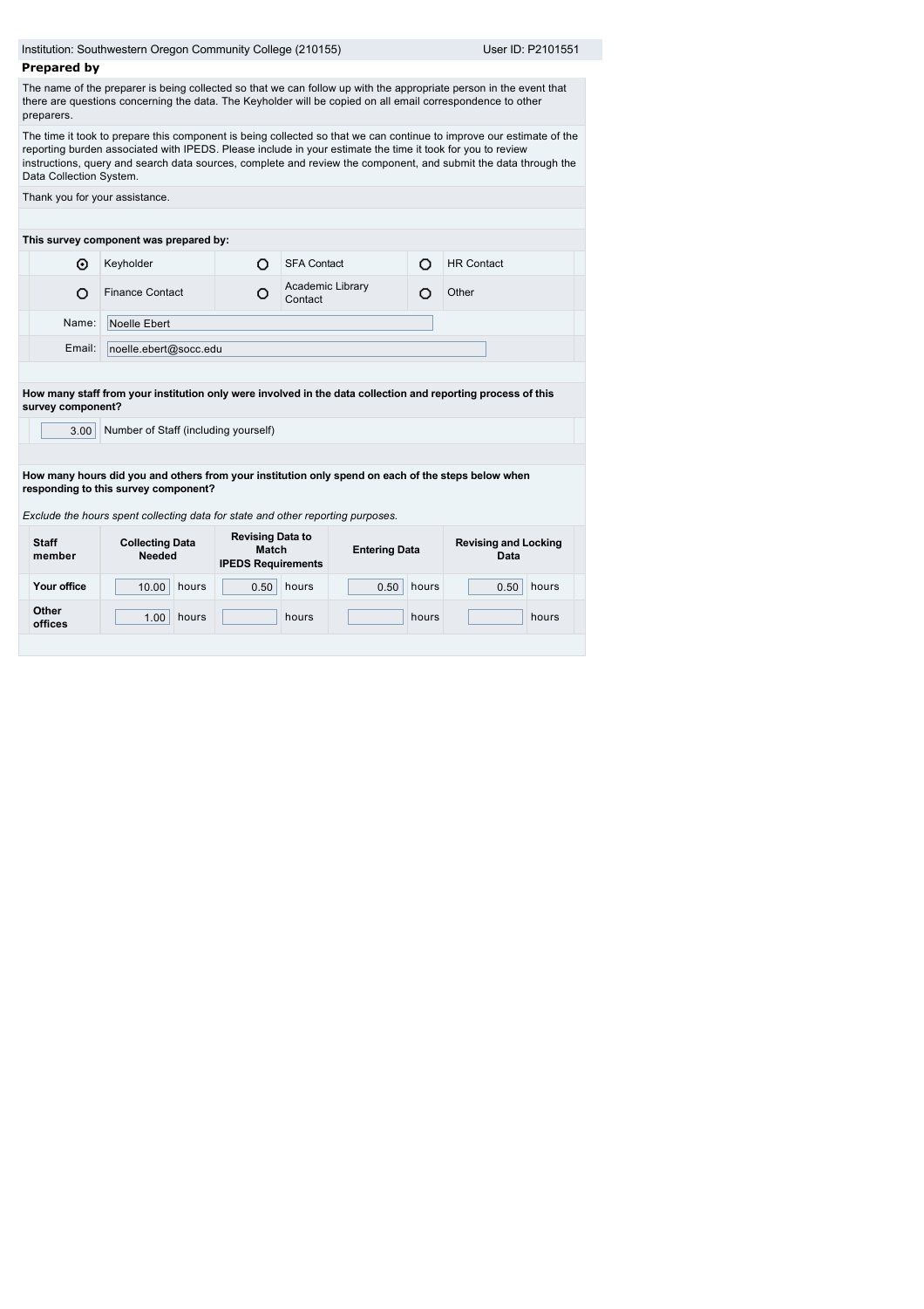Institution: Southwestern Oregon Community College (210155) User ID: P2101551

## Prepared by

The name of the preparer is being collected so that we can follow up with the appropriate person in the event that there are questions concerning the data. The Keyholder will be copied on all email correspondence to other preparers.

The time it took to prepare this component is being collected so that we can continue to improve our estimate of the reporting burden associated with IPEDS. Please include in your estimate the time it took for you to review instructions, query and search data sources, complete and review the component, and submit the data through the Data Collection System.

Thank you for your assistance.

**This survey component was prepared by:**

| | | | | | |
|---|---|---|---|---|---|
| ⦿ | Keyholder | ○ | SFA Contact | ○ | HR Contact |
| ○ | Finance Contact | ○ | Academic Library Contact | ○ | Other |

Name: Noelle Ebert

Email: noelle.ebert@socc.edu

**How many staff from your institution only were involved in the data collection and reporting process of this survey component?**

3.00 Number of Staff (including yourself)

**How many hours did you and others from your institution only spend on each of the steps below when responding to this survey component?**

*Exclude the hours spent collecting data for state and other reporting purposes.*

| Staff member | Collecting Data Needed | Revising Data to Match IPEDS Requirements | Entering Data | Revising and Locking Data |
|---|---|---|---|---|
| Your office | 10.00 hours | 0.50 hours | 0.50 hours | 0.50 hours |
| Other offices | 1.00 hours | hours | hours | hours |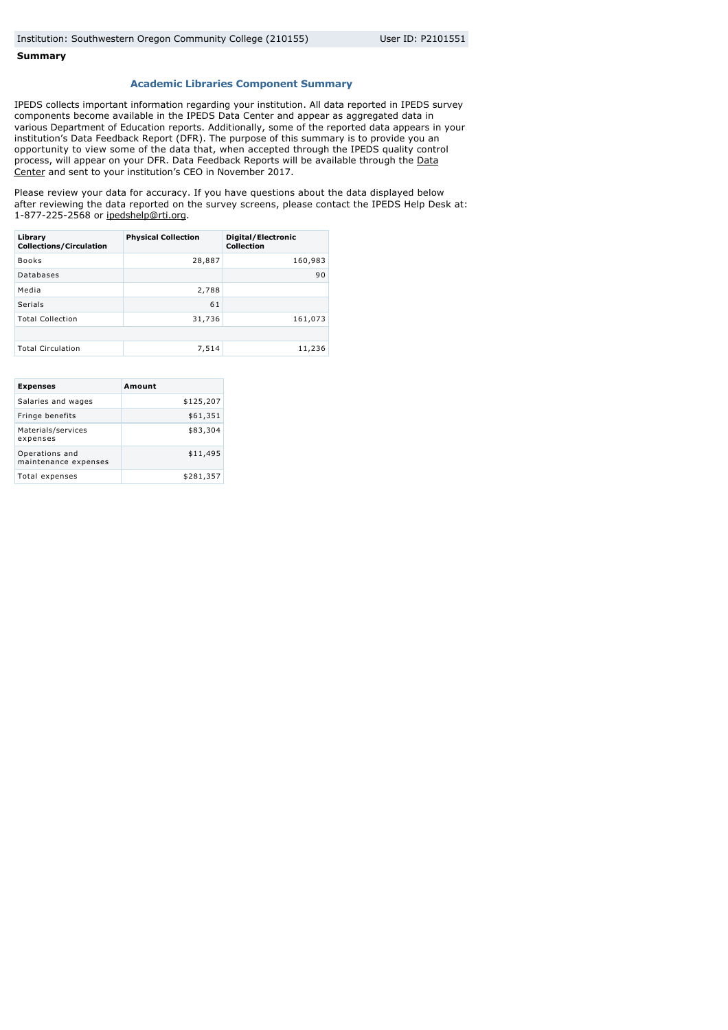Institution: Southwestern Oregon Community College (210155) User ID: P2101551

**Summary**

### Academic Libraries Component Summary

IPEDS collects important information regarding your institution. All data reported in IPEDS survey components become available in the IPEDS Data Center and appear as aggregated data in various Department of Education reports. Additionally, some of the reported data appears in your institution's Data Feedback Report (DFR). The purpose of this summary is to provide you an opportunity to view some of the data that, when accepted through the IPEDS quality control process, will appear on your DFR. Data Feedback Reports will be available through the Data Center and sent to your institution's CEO in November 2017.

Please review your data for accuracy. If you have questions about the data displayed below after reviewing the data reported on the survey screens, please contact the IPEDS Help Desk at: 1-877-225-2568 or ipedshelp@rti.org.

| Library Collections/Circulation | Physical Collection | Digital/Electronic Collection |
|---|---|---|
| Books | 28,887 | 160,983 |
| Databases | | 90 |
| Media | 2,788 | |
| Serials | 61 | |
| Total Collection | 31,736 | 161,073 |
| | | |
| Total Circulation | 7,514 | 11,236 |

| Expenses | Amount |
|---|---|
| Salaries and wages | $125,207 |
| Fringe benefits | $61,351 |
| Materials/services expenses | $83,304 |
| Operations and maintenance expenses | $11,495 |
| Total expenses | $281,357 |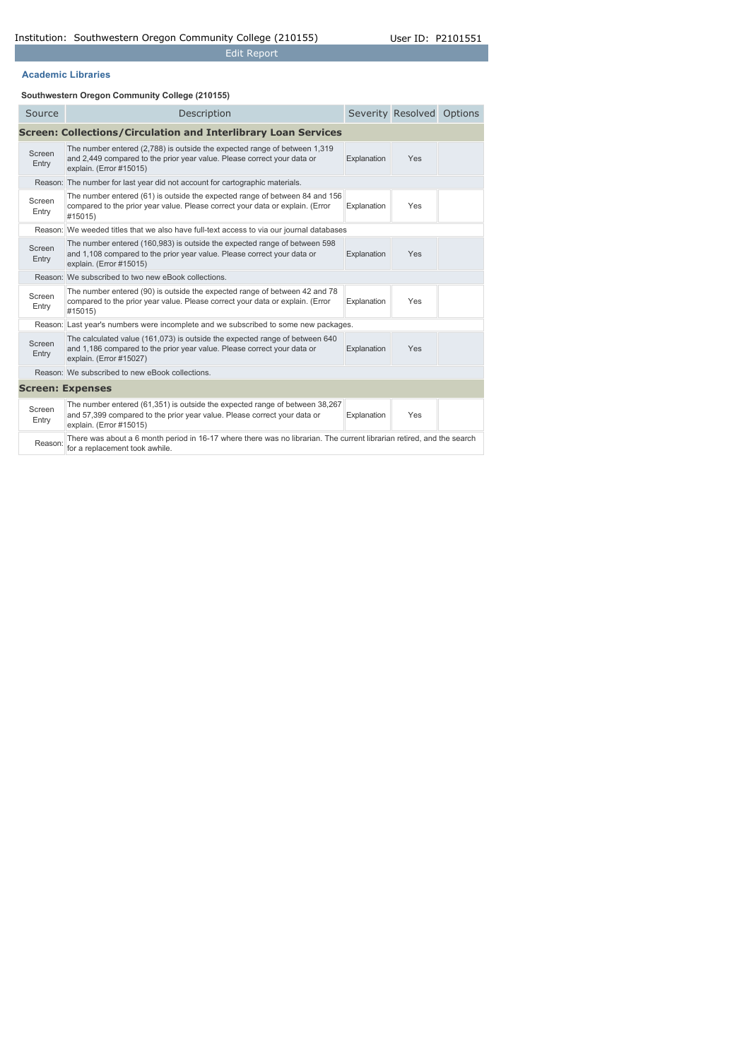Institution: Southwestern Oregon Community College (210155) User ID: P2101551

Edit Report

## Academic Libraries

**Southwestern Oregon Community College (210155)**

| Source | Description | Severity | Resolved | Options |
|---|---|---|---|---|
| **Screen: Collections/Circulation and Interlibrary Loan Services** | | | | |
| Screen Entry | The number entered (2,788) is outside the expected range of between 1,319 and 2,449 compared to the prior year value. Please correct your data or explain. (Error #15015) | Explanation | Yes | |
| Reason: | The number for last year did not account for cartographic materials. | | | |
| Screen Entry | The number entered (61) is outside the expected range of between 84 and 156 compared to the prior year value. Please correct your data or explain. (Error #15015) | Explanation | Yes | |
| Reason: | We weeded titles that we also have full-text access to via our journal databases | | | |
| Screen Entry | The number entered (160,983) is outside the expected range of between 598 and 1,108 compared to the prior year value. Please correct your data or explain. (Error #15015) | Explanation | Yes | |
| Reason: | We subscribed to two new eBook collections. | | | |
| Screen Entry | The number entered (90) is outside the expected range of between 42 and 78 compared to the prior year value. Please correct your data or explain. (Error #15015) | Explanation | Yes | |
| Reason: | Last year's numbers were incomplete and we subscribed to some new packages. | | | |
| Screen Entry | The calculated value (161,073) is outside the expected range of between 640 and 1,186 compared to the prior year value. Please correct your data or explain. (Error #15027) | Explanation | Yes | |
| Reason: | We subscribed to new eBook collections. | | | |
| **Screen: Expenses** | | | | |
| Screen Entry | The number entered (61,351) is outside the expected range of between 38,267 and 57,399 compared to the prior year value. Please correct your data or explain. (Error #15015) | Explanation | Yes | |
| Reason: | There was about a 6 month period in 16-17 where there was no librarian. The current librarian retired, and the search for a replacement took awhile. | | | |